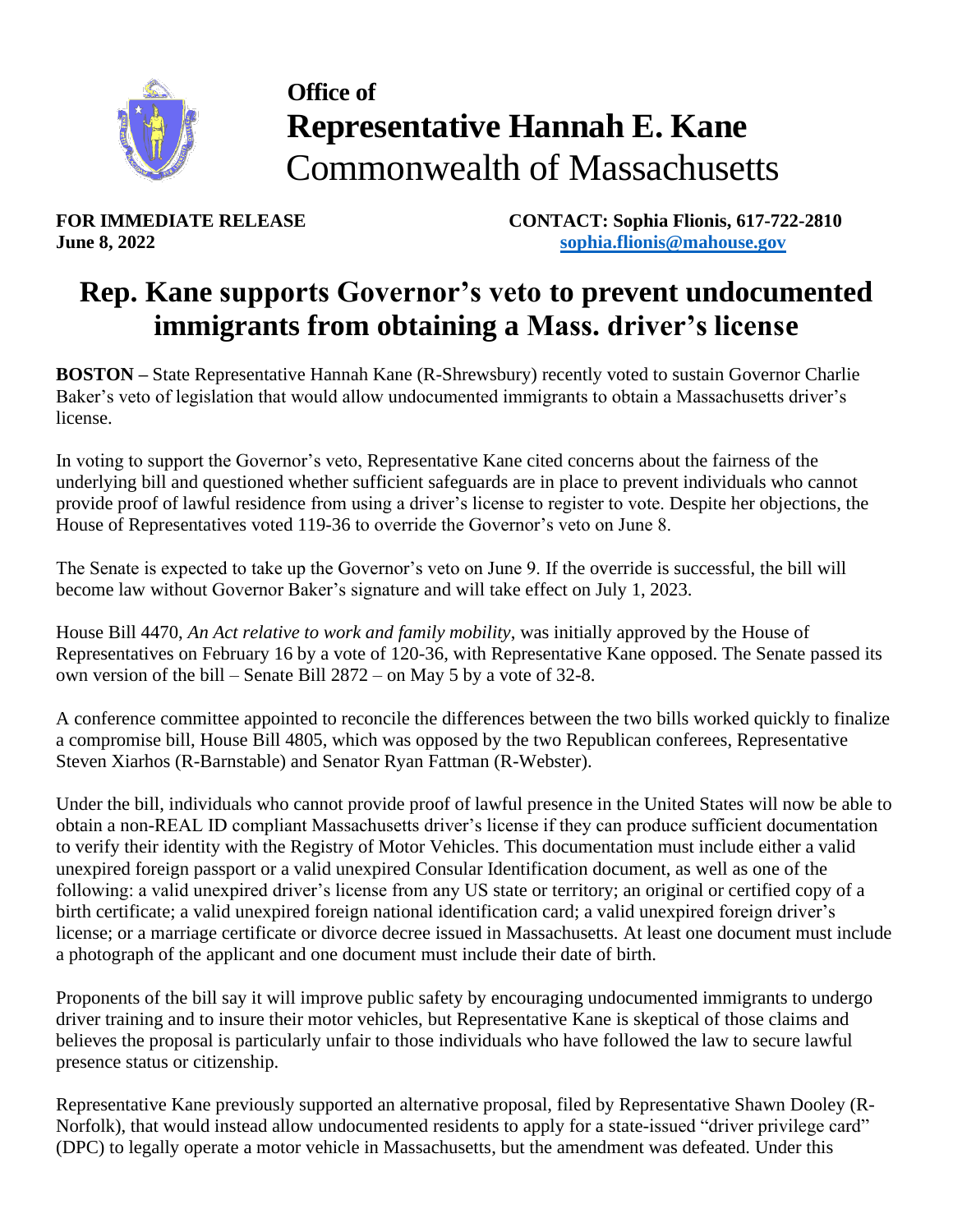**Office of**
**Representative Hannah E. Kane**
Commonwealth of Massachusetts

**FOR IMMEDIATE RELEASE**
**June 8, 2022**

**CONTACT: Sophia Flionis, 617-722-2810**
**sophia.flionis@mahouse.gov**

# Rep. Kane supports Governor's veto to prevent undocumented immigrants from obtaining a Mass. driver's license

**BOSTON –** State Representative Hannah Kane (R-Shrewsbury) recently voted to sustain Governor Charlie Baker's veto of legislation that would allow undocumented immigrants to obtain a Massachusetts driver's license.

In voting to support the Governor's veto, Representative Kane cited concerns about the fairness of the underlying bill and questioned whether sufficient safeguards are in place to prevent individuals who cannot provide proof of lawful residence from using a driver's license to register to vote. Despite her objections, the House of Representatives voted 119-36 to override the Governor's veto on June 8.

The Senate is expected to take up the Governor's veto on June 9. If the override is successful, the bill will become law without Governor Baker's signature and will take effect on July 1, 2023.

House Bill 4470, *An Act relative to work and family mobility*, was initially approved by the House of Representatives on February 16 by a vote of 120-36, with Representative Kane opposed. The Senate passed its own version of the bill – Senate Bill 2872 – on May 5 by a vote of 32-8.

A conference committee appointed to reconcile the differences between the two bills worked quickly to finalize a compromise bill, House Bill 4805, which was opposed by the two Republican conferees, Representative Steven Xiarhos (R-Barnstable) and Senator Ryan Fattman (R-Webster).

Under the bill, individuals who cannot provide proof of lawful presence in the United States will now be able to obtain a non-REAL ID compliant Massachusetts driver's license if they can produce sufficient documentation to verify their identity with the Registry of Motor Vehicles. This documentation must include either a valid unexpired foreign passport or a valid unexpired Consular Identification document, as well as one of the following: a valid unexpired driver's license from any US state or territory; an original or certified copy of a birth certificate; a valid unexpired foreign national identification card; a valid unexpired foreign driver's license; or a marriage certificate or divorce decree issued in Massachusetts. At least one document must include a photograph of the applicant and one document must include their date of birth.

Proponents of the bill say it will improve public safety by encouraging undocumented immigrants to undergo driver training and to insure their motor vehicles, but Representative Kane is skeptical of those claims and believes the proposal is particularly unfair to those individuals who have followed the law to secure lawful presence status or citizenship.

Representative Kane previously supported an alternative proposal, filed by Representative Shawn Dooley (R-Norfolk), that would instead allow undocumented residents to apply for a state-issued "driver privilege card" (DPC) to legally operate a motor vehicle in Massachusetts, but the amendment was defeated. Under this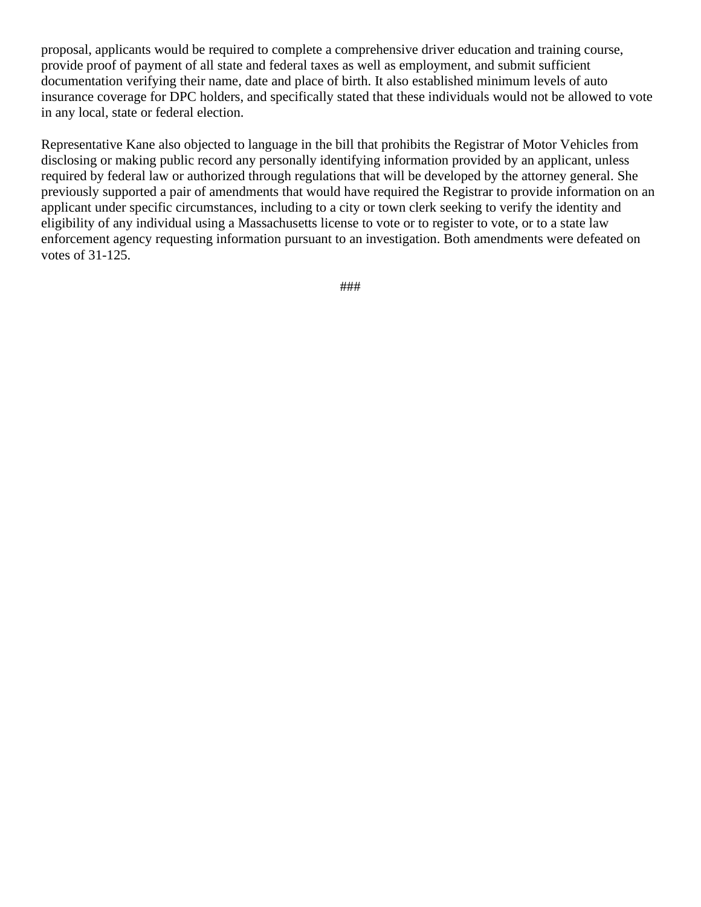proposal, applicants would be required to complete a comprehensive driver education and training course, provide proof of payment of all state and federal taxes as well as employment, and submit sufficient documentation verifying their name, date and place of birth. It also established minimum levels of auto insurance coverage for DPC holders, and specifically stated that these individuals would not be allowed to vote in any local, state or federal election.

Representative Kane also objected to language in the bill that prohibits the Registrar of Motor Vehicles from disclosing or making public record any personally identifying information provided by an applicant, unless required by federal law or authorized through regulations that will be developed by the attorney general. She previously supported a pair of amendments that would have required the Registrar to provide information on an applicant under specific circumstances, including to a city or town clerk seeking to verify the identity and eligibility of any individual using a Massachusetts license to vote or to register to vote, or to a state law enforcement agency requesting information pursuant to an investigation. Both amendments were defeated on votes of 31-125.

###